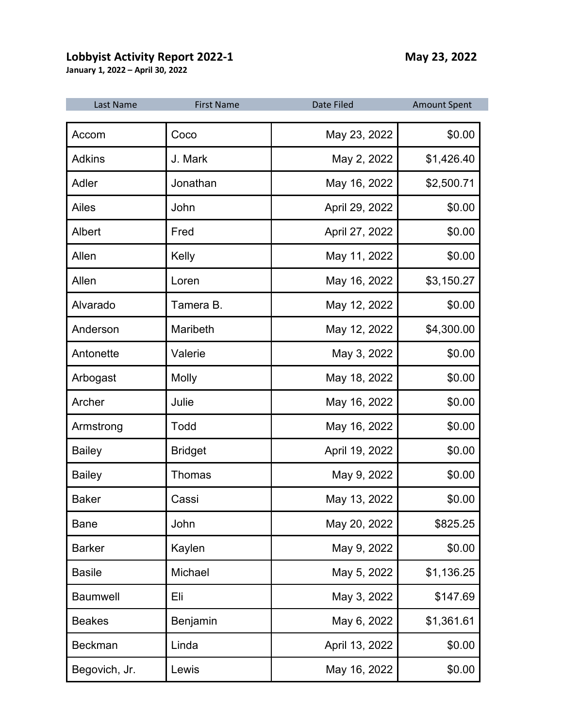**Lobbyist Activity Report 2022-1** **May 23, 2022**

**January 1, 2022 – April 30, 2022**

| Last Name | First Name | Date Filed | Amount Spent |
|---|---|---|---|
| Accom | Coco | May 23, 2022 | $0.00 |
| Adkins | J. Mark | May 2, 2022 | $1,426.40 |
| Adler | Jonathan | May 16, 2022 | $2,500.71 |
| Ailes | John | April 29, 2022 | $0.00 |
| Albert | Fred | April 27, 2022 | $0.00 |
| Allen | Kelly | May 11, 2022 | $0.00 |
| Allen | Loren | May 16, 2022 | $3,150.27 |
| Alvarado | Tamera B. | May 12, 2022 | $0.00 |
| Anderson | Maribeth | May 12, 2022 | $4,300.00 |
| Antonette | Valerie | May 3, 2022 | $0.00 |
| Arbogast | Molly | May 18, 2022 | $0.00 |
| Archer | Julie | May 16, 2022 | $0.00 |
| Armstrong | Todd | May 16, 2022 | $0.00 |
| Bailey | Bridget | April 19, 2022 | $0.00 |
| Bailey | Thomas | May 9, 2022 | $0.00 |
| Baker | Cassi | May 13, 2022 | $0.00 |
| Bane | John | May 20, 2022 | $825.25 |
| Barker | Kaylen | May 9, 2022 | $0.00 |
| Basile | Michael | May 5, 2022 | $1,136.25 |
| Baumwell | Eli | May 3, 2022 | $147.69 |
| Beakes | Benjamin | May 6, 2022 | $1,361.61 |
| Beckman | Linda | April 13, 2022 | $0.00 |
| Begovich, Jr. | Lewis | May 16, 2022 | $0.00 |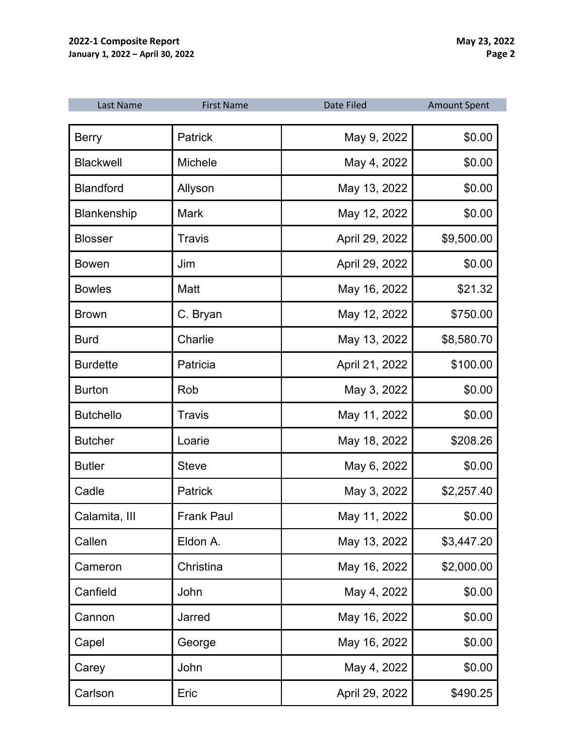| Last Name | First Name | Date Filed | Amount Spent |
|---|---|---|---|
| Berry | Patrick | May 9, 2022 | $0.00 |
| Blackwell | Michele | May 4, 2022 | $0.00 |
| Blandford | Allyson | May 13, 2022 | $0.00 |
| Blankenship | Mark | May 12, 2022 | $0.00 |
| Blosser | Travis | April 29, 2022 | $9,500.00 |
| Bowen | Jim | April 29, 2022 | $0.00 |
| Bowles | Matt | May 16, 2022 | $21.32 |
| Brown | C. Bryan | May 12, 2022 | $750.00 |
| Burd | Charlie | May 13, 2022 | $8,580.70 |
| Burdette | Patricia | April 21, 2022 | $100.00 |
| Burton | Rob | May 3, 2022 | $0.00 |
| Butchello | Travis | May 11, 2022 | $0.00 |
| Butcher | Loarie | May 18, 2022 | $208.26 |
| Butler | Steve | May 6, 2022 | $0.00 |
| Cadle | Patrick | May 3, 2022 | $2,257.40 |
| Calamita, III | Frank Paul | May 11, 2022 | $0.00 |
| Callen | Eldon A. | May 13, 2022 | $3,447.20 |
| Cameron | Christina | May 16, 2022 | $2,000.00 |
| Canfield | John | May 4, 2022 | $0.00 |
| Cannon | Jarred | May 16, 2022 | $0.00 |
| Capel | George | May 16, 2022 | $0.00 |
| Carey | John | May 4, 2022 | $0.00 |
| Carlson | Eric | April 29, 2022 | $490.25 |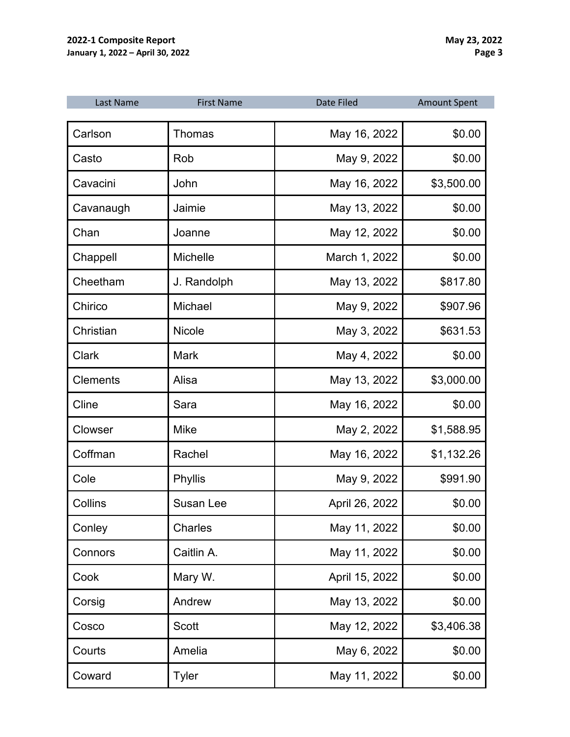| Last Name | First Name | Date Filed | Amount Spent |
|---|---|---|---|
| Carlson | Thomas | May 16, 2022 | $0.00 |
| Casto | Rob | May 9, 2022 | $0.00 |
| Cavacini | John | May 16, 2022 | $3,500.00 |
| Cavanaugh | Jaimie | May 13, 2022 | $0.00 |
| Chan | Joanne | May 12, 2022 | $0.00 |
| Chappell | Michelle | March 1, 2022 | $0.00 |
| Cheetham | J. Randolph | May 13, 2022 | $817.80 |
| Chirico | Michael | May 9, 2022 | $907.96 |
| Christian | Nicole | May 3, 2022 | $631.53 |
| Clark | Mark | May 4, 2022 | $0.00 |
| Clements | Alisa | May 13, 2022 | $3,000.00 |
| Cline | Sara | May 16, 2022 | $0.00 |
| Clowser | Mike | May 2, 2022 | $1,588.95 |
| Coffman | Rachel | May 16, 2022 | $1,132.26 |
| Cole | Phyllis | May 9, 2022 | $991.90 |
| Collins | Susan Lee | April 26, 2022 | $0.00 |
| Conley | Charles | May 11, 2022 | $0.00 |
| Connors | Caitlin A. | May 11, 2022 | $0.00 |
| Cook | Mary W. | April 15, 2022 | $0.00 |
| Corsig | Andrew | May 13, 2022 | $0.00 |
| Cosco | Scott | May 12, 2022 | $3,406.38 |
| Courts | Amelia | May 6, 2022 | $0.00 |
| Coward | Tyler | May 11, 2022 | $0.00 |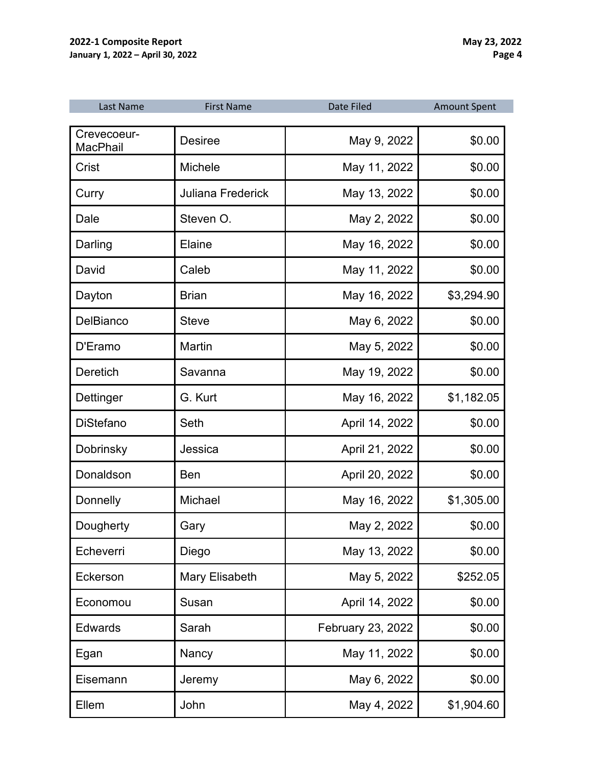| Last Name | First Name | Date Filed | Amount Spent |
|---|---|---|---|
| Crevecoeur-MacPhail | Desiree | May 9, 2022 | $0.00 |
| Crist | Michele | May 11, 2022 | $0.00 |
| Curry | Juliana Frederick | May 13, 2022 | $0.00 |
| Dale | Steven O. | May 2, 2022 | $0.00 |
| Darling | Elaine | May 16, 2022 | $0.00 |
| David | Caleb | May 11, 2022 | $0.00 |
| Dayton | Brian | May 16, 2022 | $3,294.90 |
| DelBianco | Steve | May 6, 2022 | $0.00 |
| D'Eramo | Martin | May 5, 2022 | $0.00 |
| Deretich | Savanna | May 19, 2022 | $0.00 |
| Dettinger | G. Kurt | May 16, 2022 | $1,182.05 |
| DiStefano | Seth | April 14, 2022 | $0.00 |
| Dobrinsky | Jessica | April 21, 2022 | $0.00 |
| Donaldson | Ben | April 20, 2022 | $0.00 |
| Donnelly | Michael | May 16, 2022 | $1,305.00 |
| Dougherty | Gary | May 2, 2022 | $0.00 |
| Echeverri | Diego | May 13, 2022 | $0.00 |
| Eckerson | Mary Elisabeth | May 5, 2022 | $252.05 |
| Economou | Susan | April 14, 2022 | $0.00 |
| Edwards | Sarah | February 23, 2022 | $0.00 |
| Egan | Nancy | May 11, 2022 | $0.00 |
| Eisemann | Jeremy | May 6, 2022 | $0.00 |
| Ellem | John | May 4, 2022 | $1,904.60 |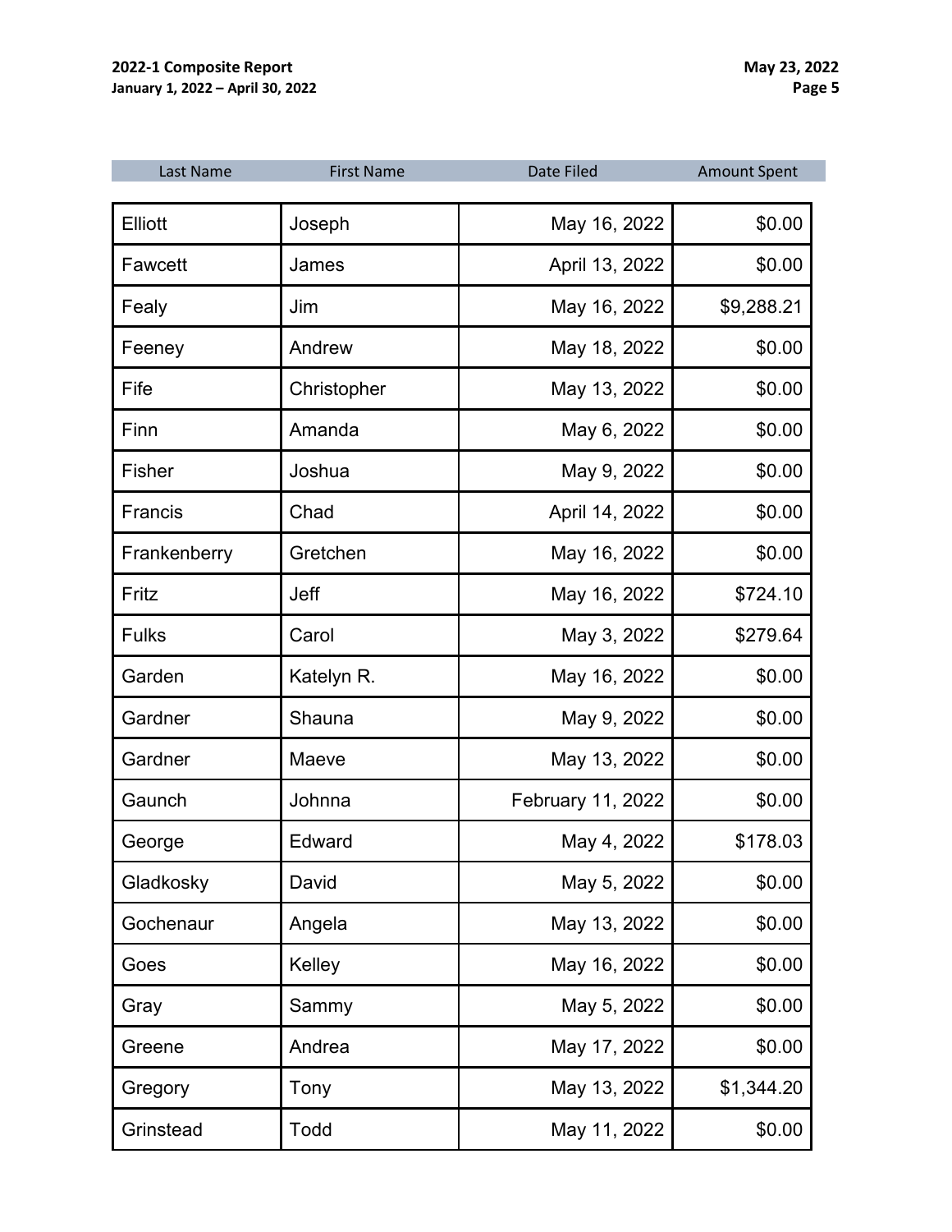| Last Name | First Name | Date Filed | Amount Spent |
|---|---|---|---|
| Elliott | Joseph | May 16, 2022 | $0.00 |
| Fawcett | James | April 13, 2022 | $0.00 |
| Fealy | Jim | May 16, 2022 | $9,288.21 |
| Feeney | Andrew | May 18, 2022 | $0.00 |
| Fife | Christopher | May 13, 2022 | $0.00 |
| Finn | Amanda | May 6, 2022 | $0.00 |
| Fisher | Joshua | May 9, 2022 | $0.00 |
| Francis | Chad | April 14, 2022 | $0.00 |
| Frankenberry | Gretchen | May 16, 2022 | $0.00 |
| Fritz | Jeff | May 16, 2022 | $724.10 |
| Fulks | Carol | May 3, 2022 | $279.64 |
| Garden | Katelyn R. | May 16, 2022 | $0.00 |
| Gardner | Shauna | May 9, 2022 | $0.00 |
| Gardner | Maeve | May 13, 2022 | $0.00 |
| Gaunch | Johnna | February 11, 2022 | $0.00 |
| George | Edward | May 4, 2022 | $178.03 |
| Gladkosky | David | May 5, 2022 | $0.00 |
| Gochenaur | Angela | May 13, 2022 | $0.00 |
| Goes | Kelley | May 16, 2022 | $0.00 |
| Gray | Sammy | May 5, 2022 | $0.00 |
| Greene | Andrea | May 17, 2022 | $0.00 |
| Gregory | Tony | May 13, 2022 | $1,344.20 |
| Grinstead | Todd | May 11, 2022 | $0.00 |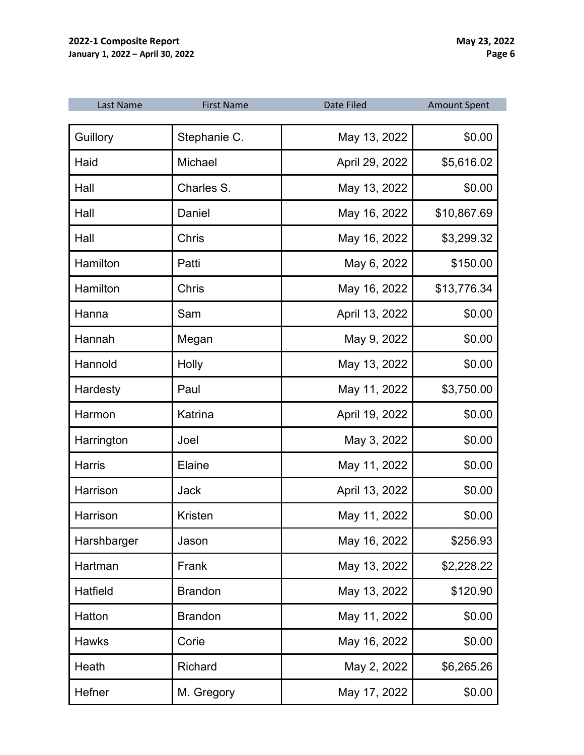| Last Name | First Name | Date Filed | Amount Spent |
| --- | --- | --- | --- |
| Guillory | Stephanie C. | May 13, 2022 | $0.00 |
| Haid | Michael | April 29, 2022 | $5,616.02 |
| Hall | Charles S. | May 13, 2022 | $0.00 |
| Hall | Daniel | May 16, 2022 | $10,867.69 |
| Hall | Chris | May 16, 2022 | $3,299.32 |
| Hamilton | Patti | May 6, 2022 | $150.00 |
| Hamilton | Chris | May 16, 2022 | $13,776.34 |
| Hanna | Sam | April 13, 2022 | $0.00 |
| Hannah | Megan | May 9, 2022 | $0.00 |
| Hannold | Holly | May 13, 2022 | $0.00 |
| Hardesty | Paul | May 11, 2022 | $3,750.00 |
| Harmon | Katrina | April 19, 2022 | $0.00 |
| Harrington | Joel | May 3, 2022 | $0.00 |
| Harris | Elaine | May 11, 2022 | $0.00 |
| Harrison | Jack | April 13, 2022 | $0.00 |
| Harrison | Kristen | May 11, 2022 | $0.00 |
| Harshbarger | Jason | May 16, 2022 | $256.93 |
| Hartman | Frank | May 13, 2022 | $2,228.22 |
| Hatfield | Brandon | May 13, 2022 | $120.90 |
| Hatton | Brandon | May 11, 2022 | $0.00 |
| Hawks | Corie | May 16, 2022 | $0.00 |
| Heath | Richard | May 2, 2022 | $6,265.26 |
| Hefner | M. Gregory | May 17, 2022 | $0.00 |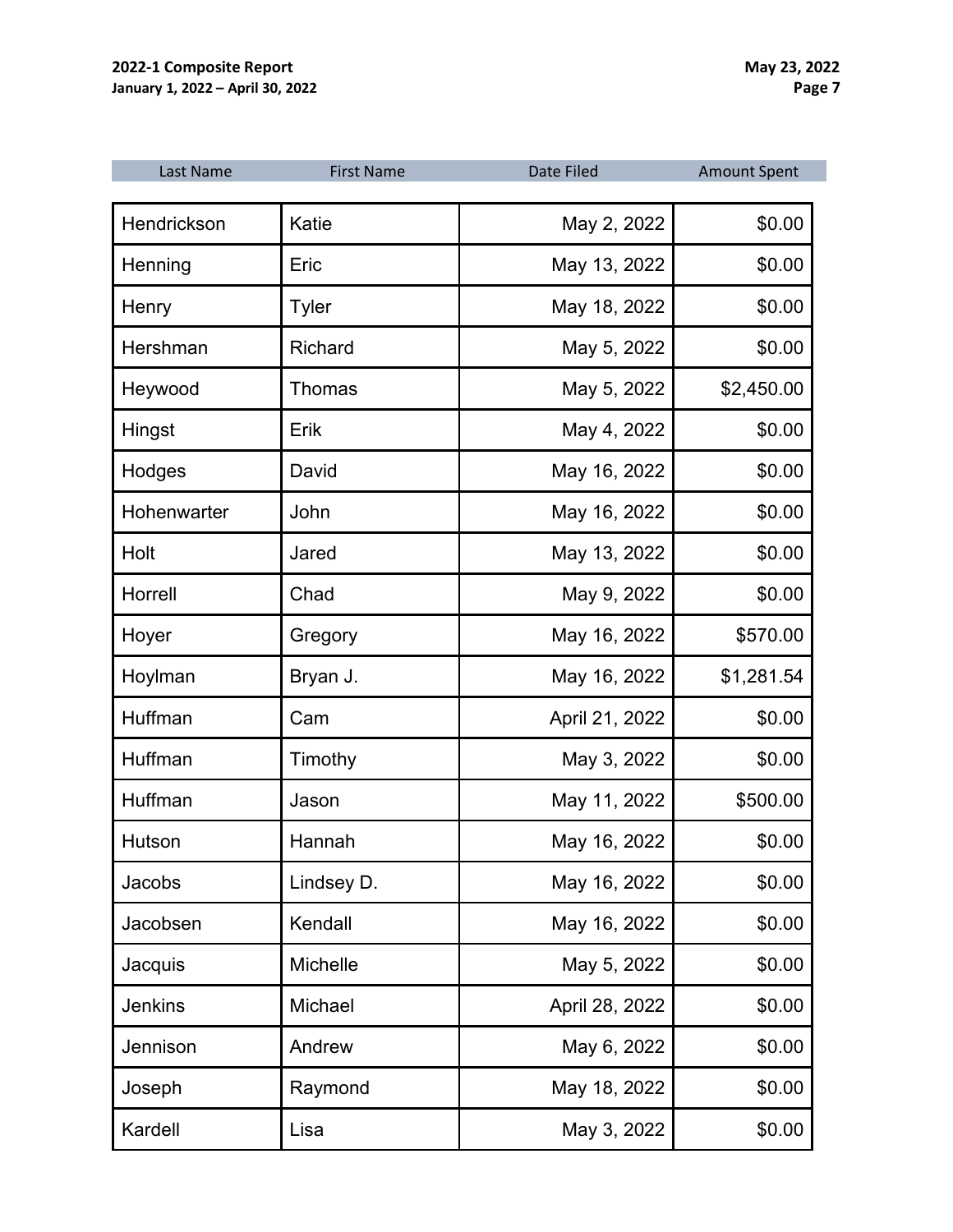| Last Name | First Name | Date Filed | Amount Spent |
|---|---|---|---|
| Hendrickson | Katie | May 2, 2022 | $0.00 |
| Henning | Eric | May 13, 2022 | $0.00 |
| Henry | Tyler | May 18, 2022 | $0.00 |
| Hershman | Richard | May 5, 2022 | $0.00 |
| Heywood | Thomas | May 5, 2022 | $2,450.00 |
| Hingst | Erik | May 4, 2022 | $0.00 |
| Hodges | David | May 16, 2022 | $0.00 |
| Hohenwarter | John | May 16, 2022 | $0.00 |
| Holt | Jared | May 13, 2022 | $0.00 |
| Horrell | Chad | May 9, 2022 | $0.00 |
| Hoyer | Gregory | May 16, 2022 | $570.00 |
| Hoylman | Bryan J. | May 16, 2022 | $1,281.54 |
| Huffman | Cam | April 21, 2022 | $0.00 |
| Huffman | Timothy | May 3, 2022 | $0.00 |
| Huffman | Jason | May 11, 2022 | $500.00 |
| Hutson | Hannah | May 16, 2022 | $0.00 |
| Jacobs | Lindsey D. | May 16, 2022 | $0.00 |
| Jacobsen | Kendall | May 16, 2022 | $0.00 |
| Jacquis | Michelle | May 5, 2022 | $0.00 |
| Jenkins | Michael | April 28, 2022 | $0.00 |
| Jennison | Andrew | May 6, 2022 | $0.00 |
| Joseph | Raymond | May 18, 2022 | $0.00 |
| Kardell | Lisa | May 3, 2022 | $0.00 |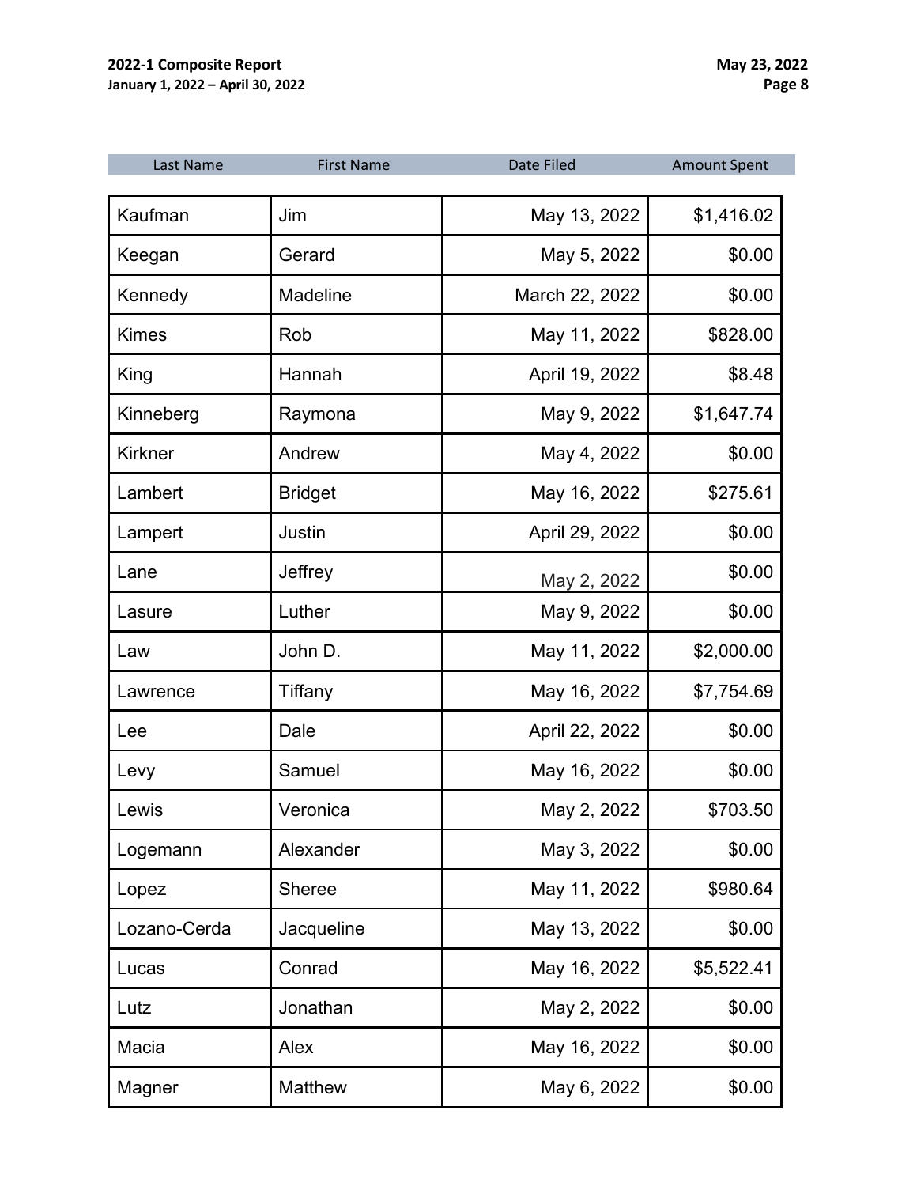| Last Name | First Name | Date Filed | Amount Spent |
|---|---|---|---|
| Kaufman | Jim | May 13, 2022 | $1,416.02 |
| Keegan | Gerard | May 5, 2022 | $0.00 |
| Kennedy | Madeline | March 22, 2022 | $0.00 |
| Kimes | Rob | May 11, 2022 | $828.00 |
| King | Hannah | April 19, 2022 | $8.48 |
| Kinneberg | Raymona | May 9, 2022 | $1,647.74 |
| Kirkner | Andrew | May 4, 2022 | $0.00 |
| Lambert | Bridget | May 16, 2022 | $275.61 |
| Lampert | Justin | April 29, 2022 | $0.00 |
| Lane | Jeffrey | May 2, 2022 | $0.00 |
| Lasure | Luther | May 9, 2022 | $0.00 |
| Law | John D. | May 11, 2022 | $2,000.00 |
| Lawrence | Tiffany | May 16, 2022 | $7,754.69 |
| Lee | Dale | April 22, 2022 | $0.00 |
| Levy | Samuel | May 16, 2022 | $0.00 |
| Lewis | Veronica | May 2, 2022 | $703.50 |
| Logemann | Alexander | May 3, 2022 | $0.00 |
| Lopez | Sheree | May 11, 2022 | $980.64 |
| Lozano-Cerda | Jacqueline | May 13, 2022 | $0.00 |
| Lucas | Conrad | May 16, 2022 | $5,522.41 |
| Lutz | Jonathan | May 2, 2022 | $0.00 |
| Macia | Alex | May 16, 2022 | $0.00 |
| Magner | Matthew | May 6, 2022 | $0.00 |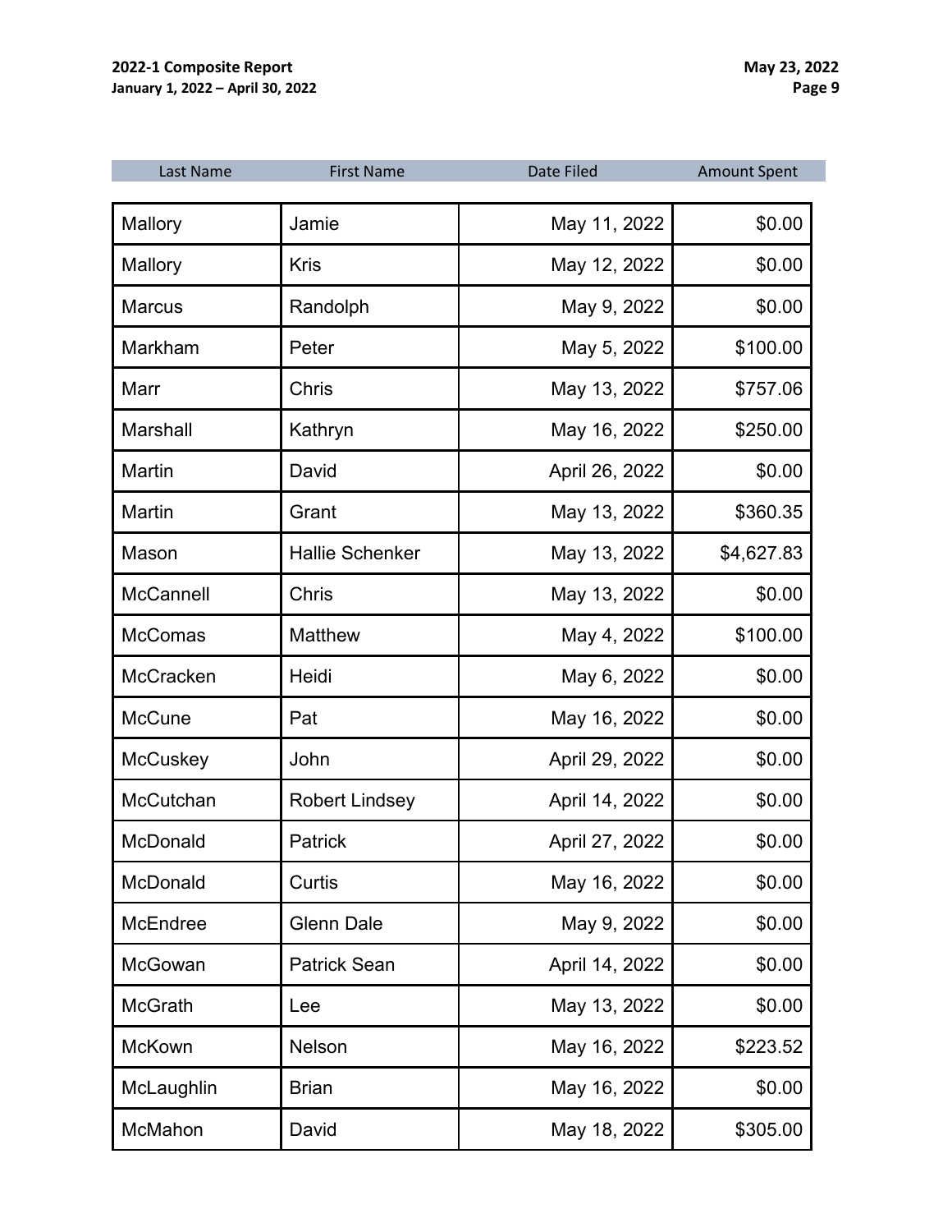| Last Name | First Name | Date Filed | Amount Spent |
| --- | --- | --- | --- |
| Mallory | Jamie | May 11, 2022 | $0.00 |
| Mallory | Kris | May 12, 2022 | $0.00 |
| Marcus | Randolph | May 9, 2022 | $0.00 |
| Markham | Peter | May 5, 2022 | $100.00 |
| Marr | Chris | May 13, 2022 | $757.06 |
| Marshall | Kathryn | May 16, 2022 | $250.00 |
| Martin | David | April 26, 2022 | $0.00 |
| Martin | Grant | May 13, 2022 | $360.35 |
| Mason | Hallie Schenker | May 13, 2022 | $4,627.83 |
| McCannell | Chris | May 13, 2022 | $0.00 |
| McComas | Matthew | May 4, 2022 | $100.00 |
| McCracken | Heidi | May 6, 2022 | $0.00 |
| McCune | Pat | May 16, 2022 | $0.00 |
| McCuskey | John | April 29, 2022 | $0.00 |
| McCutchan | Robert Lindsey | April 14, 2022 | $0.00 |
| McDonald | Patrick | April 27, 2022 | $0.00 |
| McDonald | Curtis | May 16, 2022 | $0.00 |
| McEndree | Glenn Dale | May 9, 2022 | $0.00 |
| McGowan | Patrick Sean | April 14, 2022 | $0.00 |
| McGrath | Lee | May 13, 2022 | $0.00 |
| McKown | Nelson | May 16, 2022 | $223.52 |
| McLaughlin | Brian | May 16, 2022 | $0.00 |
| McMahon | David | May 18, 2022 | $305.00 |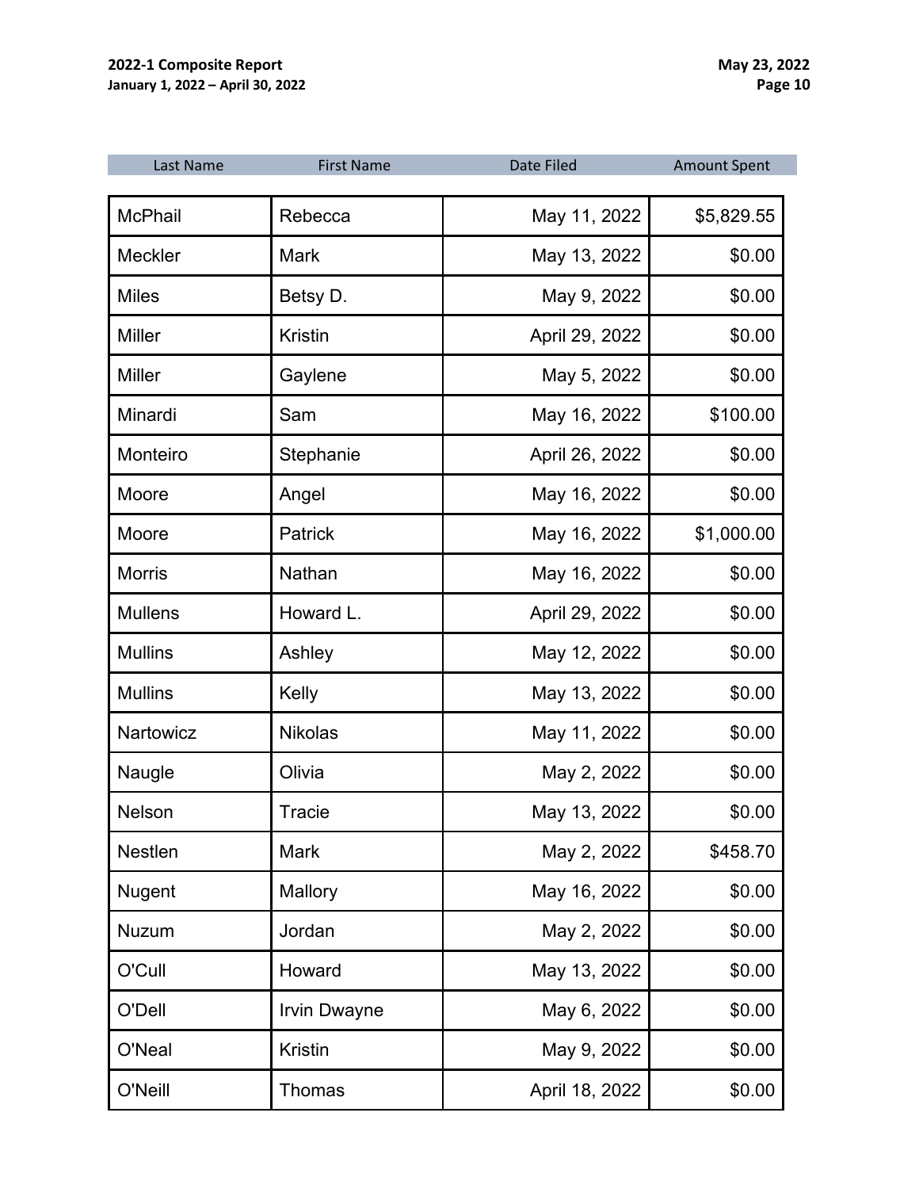| Last Name | First Name | Date Filed | Amount Spent |
|---|---|---|---|
| McPhail | Rebecca | May 11, 2022 | $5,829.55 |
| Meckler | Mark | May 13, 2022 | $0.00 |
| Miles | Betsy D. | May 9, 2022 | $0.00 |
| Miller | Kristin | April 29, 2022 | $0.00 |
| Miller | Gaylene | May 5, 2022 | $0.00 |
| Minardi | Sam | May 16, 2022 | $100.00 |
| Monteiro | Stephanie | April 26, 2022 | $0.00 |
| Moore | Angel | May 16, 2022 | $0.00 |
| Moore | Patrick | May 16, 2022 | $1,000.00 |
| Morris | Nathan | May 16, 2022 | $0.00 |
| Mullens | Howard L. | April 29, 2022 | $0.00 |
| Mullins | Ashley | May 12, 2022 | $0.00 |
| Mullins | Kelly | May 13, 2022 | $0.00 |
| Nartowicz | Nikolas | May 11, 2022 | $0.00 |
| Naugle | Olivia | May 2, 2022 | $0.00 |
| Nelson | Tracie | May 13, 2022 | $0.00 |
| Nestlen | Mark | May 2, 2022 | $458.70 |
| Nugent | Mallory | May 16, 2022 | $0.00 |
| Nuzum | Jordan | May 2, 2022 | $0.00 |
| O'Cull | Howard | May 13, 2022 | $0.00 |
| O'Dell | Irvin Dwayne | May 6, 2022 | $0.00 |
| O'Neal | Kristin | May 9, 2022 | $0.00 |
| O'Neill | Thomas | April 18, 2022 | $0.00 |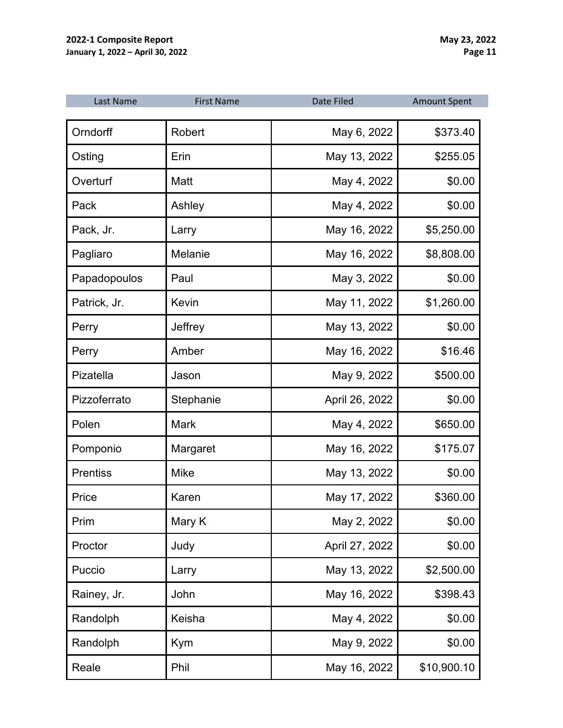| Last Name | First Name | Date Filed | Amount Spent |
|---|---|---|---|
| Orndorff | Robert | May 6, 2022 | $373.40 |
| Osting | Erin | May 13, 2022 | $255.05 |
| Overturf | Matt | May 4, 2022 | $0.00 |
| Pack | Ashley | May 4, 2022 | $0.00 |
| Pack, Jr. | Larry | May 16, 2022 | $5,250.00 |
| Pagliaro | Melanie | May 16, 2022 | $8,808.00 |
| Papadopoulos | Paul | May 3, 2022 | $0.00 |
| Patrick, Jr. | Kevin | May 11, 2022 | $1,260.00 |
| Perry | Jeffrey | May 13, 2022 | $0.00 |
| Perry | Amber | May 16, 2022 | $16.46 |
| Pizatella | Jason | May 9, 2022 | $500.00 |
| Pizzoferrato | Stephanie | April 26, 2022 | $0.00 |
| Polen | Mark | May 4, 2022 | $650.00 |
| Pomponio | Margaret | May 16, 2022 | $175.07 |
| Prentiss | Mike | May 13, 2022 | $0.00 |
| Price | Karen | May 17, 2022 | $360.00 |
| Prim | Mary K | May 2, 2022 | $0.00 |
| Proctor | Judy | April 27, 2022 | $0.00 |
| Puccio | Larry | May 13, 2022 | $2,500.00 |
| Rainey, Jr. | John | May 16, 2022 | $398.43 |
| Randolph | Keisha | May 4, 2022 | $0.00 |
| Randolph | Kym | May 9, 2022 | $0.00 |
| Reale | Phil | May 16, 2022 | $10,900.10 |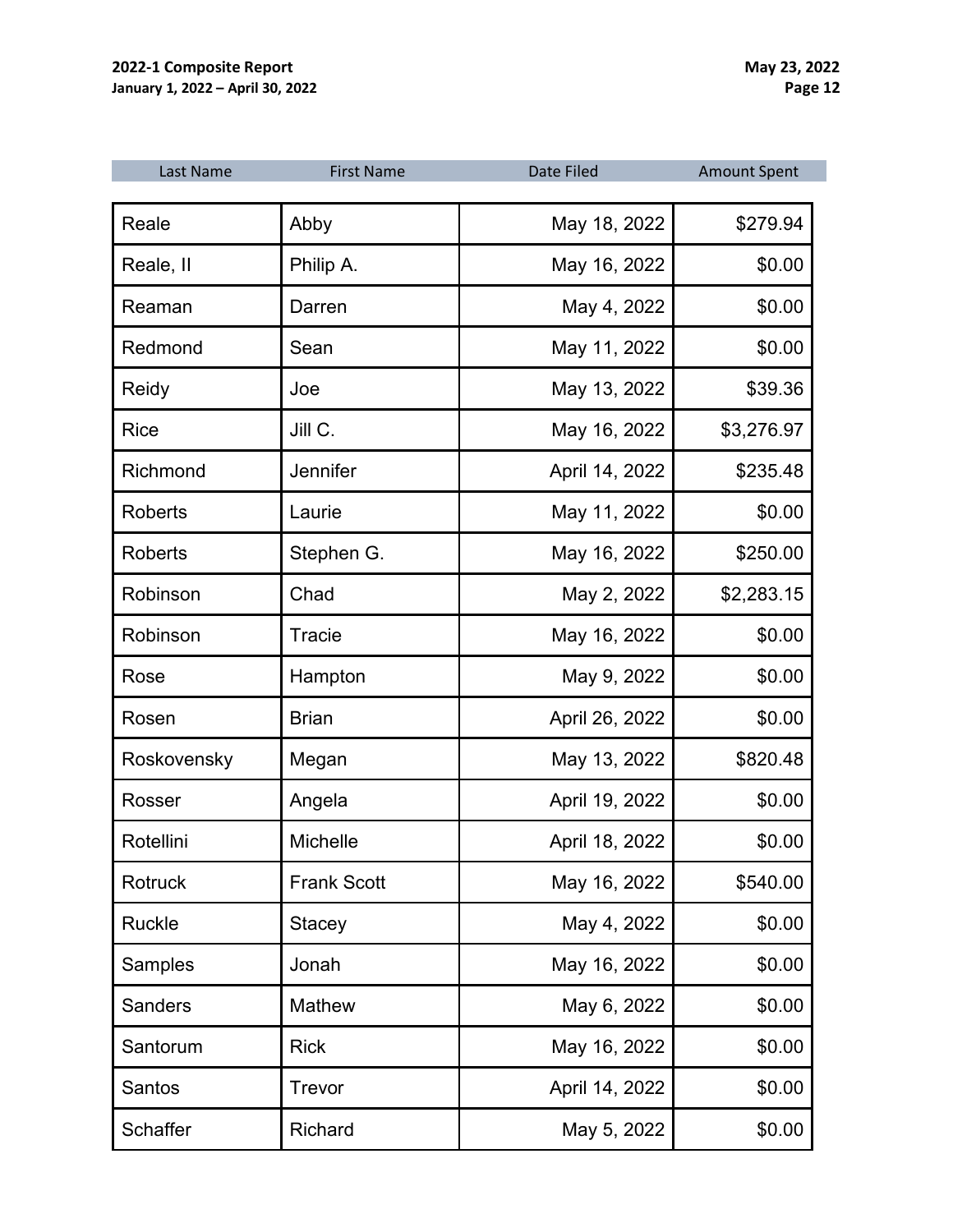| Last Name | First Name | Date Filed | Amount Spent |
|---|---|---|---|
| Reale | Abby | May 18, 2022 | $279.94 |
| Reale, II | Philip A. | May 16, 2022 | $0.00 |
| Reaman | Darren | May 4, 2022 | $0.00 |
| Redmond | Sean | May 11, 2022 | $0.00 |
| Reidy | Joe | May 13, 2022 | $39.36 |
| Rice | Jill C. | May 16, 2022 | $3,276.97 |
| Richmond | Jennifer | April 14, 2022 | $235.48 |
| Roberts | Laurie | May 11, 2022 | $0.00 |
| Roberts | Stephen G. | May 16, 2022 | $250.00 |
| Robinson | Chad | May 2, 2022 | $2,283.15 |
| Robinson | Tracie | May 16, 2022 | $0.00 |
| Rose | Hampton | May 9, 2022 | $0.00 |
| Rosen | Brian | April 26, 2022 | $0.00 |
| Roskovensky | Megan | May 13, 2022 | $820.48 |
| Rosser | Angela | April 19, 2022 | $0.00 |
| Rotellini | Michelle | April 18, 2022 | $0.00 |
| Rotruck | Frank Scott | May 16, 2022 | $540.00 |
| Ruckle | Stacey | May 4, 2022 | $0.00 |
| Samples | Jonah | May 16, 2022 | $0.00 |
| Sanders | Mathew | May 6, 2022 | $0.00 |
| Santorum | Rick | May 16, 2022 | $0.00 |
| Santos | Trevor | April 14, 2022 | $0.00 |
| Schaffer | Richard | May 5, 2022 | $0.00 |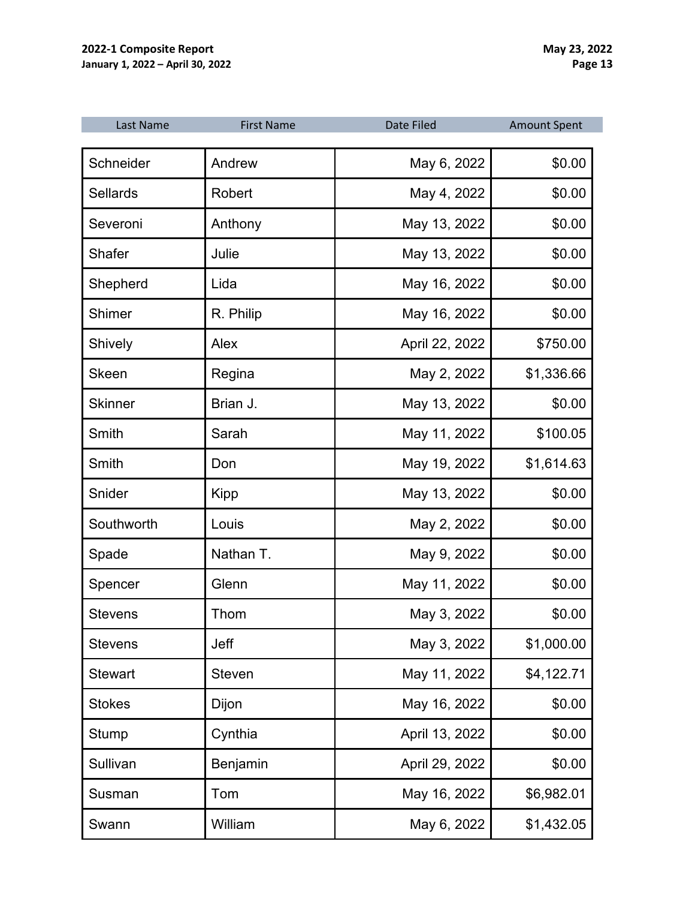| Last Name | First Name | Date Filed | Amount Spent |
|---|---|---|---|
| Schneider | Andrew | May 6, 2022 | $0.00 |
| Sellards | Robert | May 4, 2022 | $0.00 |
| Severoni | Anthony | May 13, 2022 | $0.00 |
| Shafer | Julie | May 13, 2022 | $0.00 |
| Shepherd | Lida | May 16, 2022 | $0.00 |
| Shimer | R. Philip | May 16, 2022 | $0.00 |
| Shively | Alex | April 22, 2022 | $750.00 |
| Skeen | Regina | May 2, 2022 | $1,336.66 |
| Skinner | Brian J. | May 13, 2022 | $0.00 |
| Smith | Sarah | May 11, 2022 | $100.05 |
| Smith | Don | May 19, 2022 | $1,614.63 |
| Snider | Kipp | May 13, 2022 | $0.00 |
| Southworth | Louis | May 2, 2022 | $0.00 |
| Spade | Nathan T. | May 9, 2022 | $0.00 |
| Spencer | Glenn | May 11, 2022 | $0.00 |
| Stevens | Thom | May 3, 2022 | $0.00 |
| Stevens | Jeff | May 3, 2022 | $1,000.00 |
| Stewart | Steven | May 11, 2022 | $4,122.71 |
| Stokes | Dijon | May 16, 2022 | $0.00 |
| Stump | Cynthia | April 13, 2022 | $0.00 |
| Sullivan | Benjamin | April 29, 2022 | $0.00 |
| Susman | Tom | May 16, 2022 | $6,982.01 |
| Swann | William | May 6, 2022 | $1,432.05 |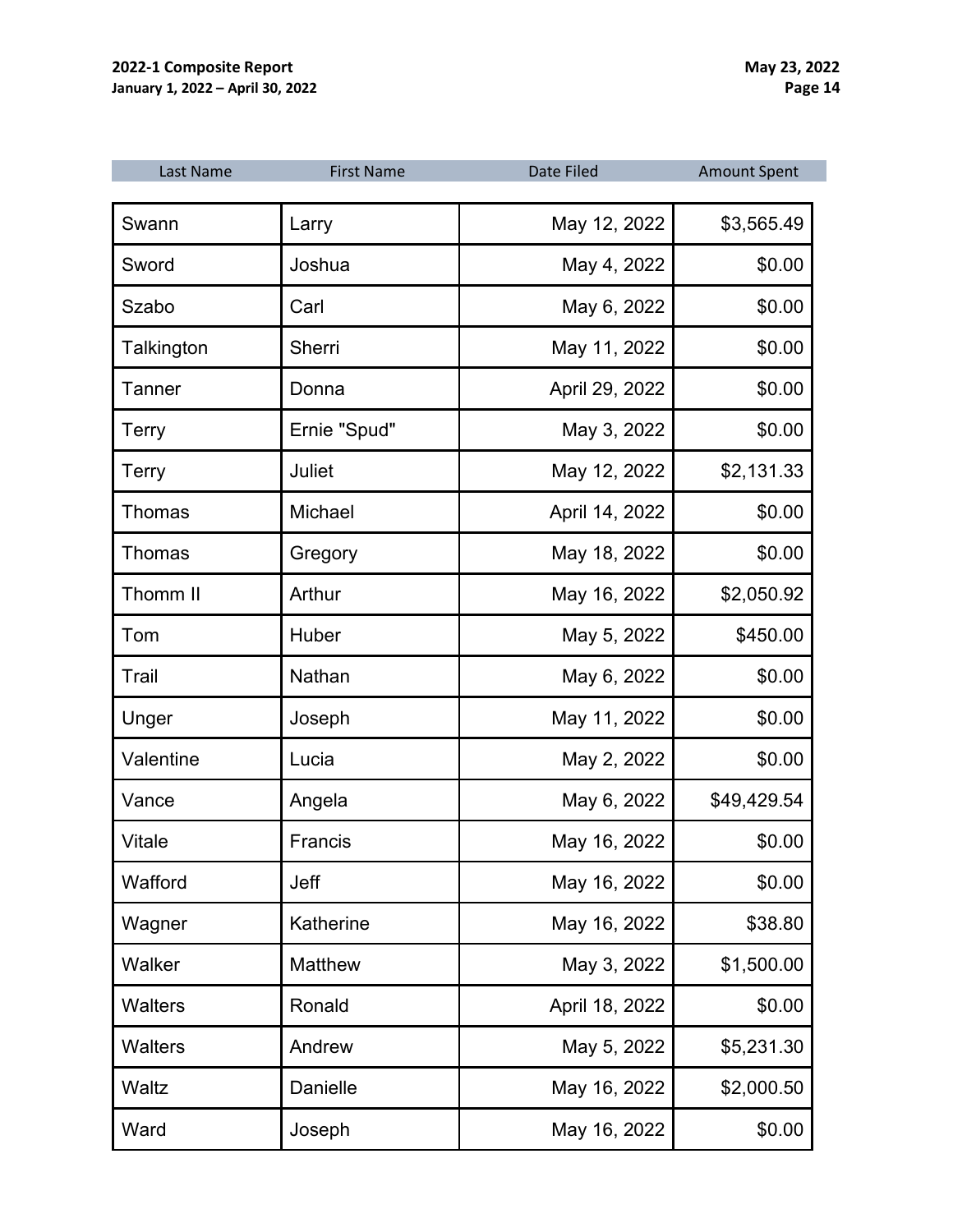| Last Name | First Name | Date Filed | Amount Spent |
|---|---|---|---|
| Swann | Larry | May 12, 2022 | $3,565.49 |
| Sword | Joshua | May 4, 2022 | $0.00 |
| Szabo | Carl | May 6, 2022 | $0.00 |
| Talkington | Sherri | May 11, 2022 | $0.00 |
| Tanner | Donna | April 29, 2022 | $0.00 |
| Terry | Ernie "Spud" | May 3, 2022 | $0.00 |
| Terry | Juliet | May 12, 2022 | $2,131.33 |
| Thomas | Michael | April 14, 2022 | $0.00 |
| Thomas | Gregory | May 18, 2022 | $0.00 |
| Thomm II | Arthur | May 16, 2022 | $2,050.92 |
| Tom | Huber | May 5, 2022 | $450.00 |
| Trail | Nathan | May 6, 2022 | $0.00 |
| Unger | Joseph | May 11, 2022 | $0.00 |
| Valentine | Lucia | May 2, 2022 | $0.00 |
| Vance | Angela | May 6, 2022 | $49,429.54 |
| Vitale | Francis | May 16, 2022 | $0.00 |
| Wafford | Jeff | May 16, 2022 | $0.00 |
| Wagner | Katherine | May 16, 2022 | $38.80 |
| Walker | Matthew | May 3, 2022 | $1,500.00 |
| Walters | Ronald | April 18, 2022 | $0.00 |
| Walters | Andrew | May 5, 2022 | $5,231.30 |
| Waltz | Danielle | May 16, 2022 | $2,000.50 |
| Ward | Joseph | May 16, 2022 | $0.00 |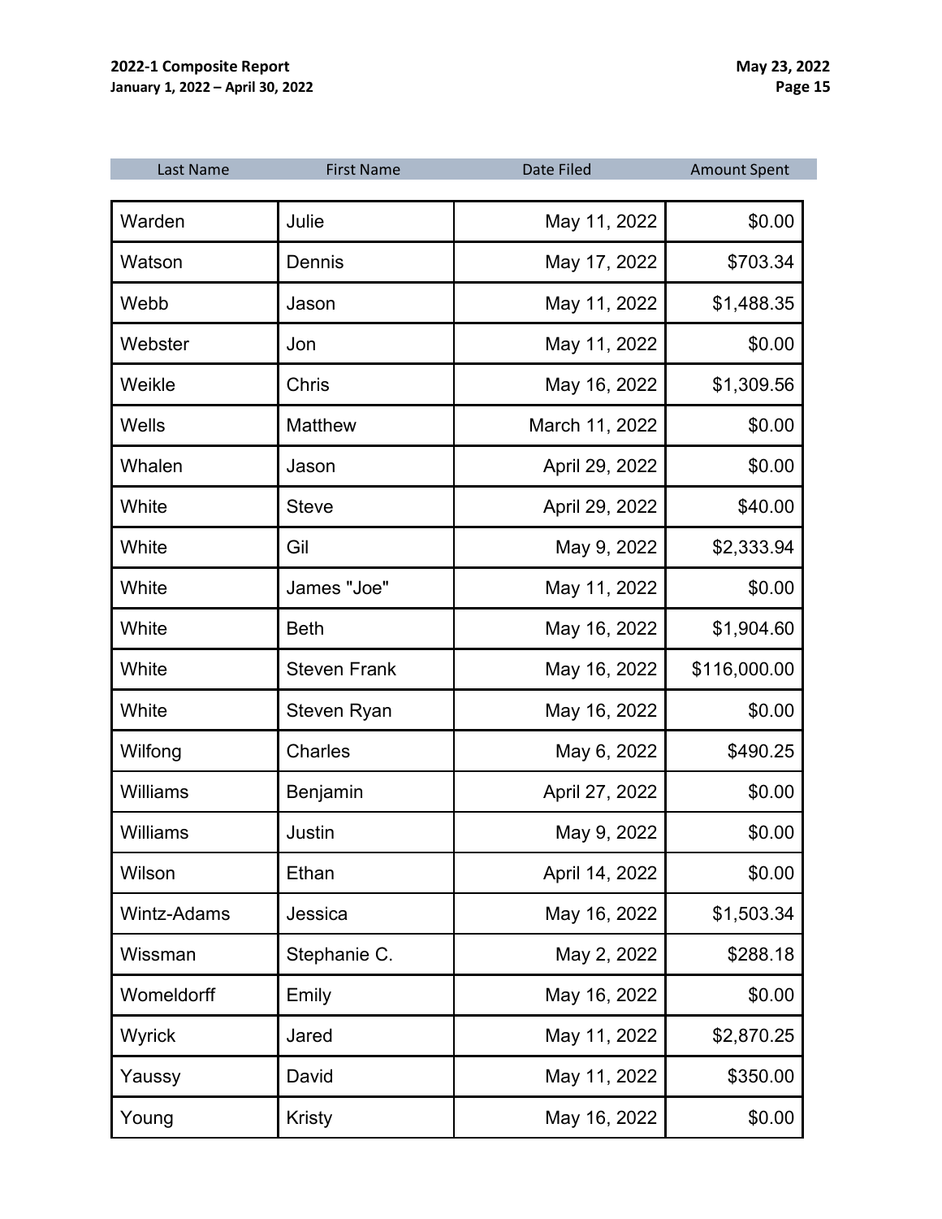| Last Name | First Name | Date Filed | Amount Spent |
|---|---|---|---|
| Warden | Julie | May 11, 2022 | $0.00 |
| Watson | Dennis | May 17, 2022 | $703.34 |
| Webb | Jason | May 11, 2022 | $1,488.35 |
| Webster | Jon | May 11, 2022 | $0.00 |
| Weikle | Chris | May 16, 2022 | $1,309.56 |
| Wells | Matthew | March 11, 2022 | $0.00 |
| Whalen | Jason | April 29, 2022 | $0.00 |
| White | Steve | April 29, 2022 | $40.00 |
| White | Gil | May 9, 2022 | $2,333.94 |
| White | James "Joe" | May 11, 2022 | $0.00 |
| White | Beth | May 16, 2022 | $1,904.60 |
| White | Steven Frank | May 16, 2022 | $116,000.00 |
| White | Steven Ryan | May 16, 2022 | $0.00 |
| Wilfong | Charles | May 6, 2022 | $490.25 |
| Williams | Benjamin | April 27, 2022 | $0.00 |
| Williams | Justin | May 9, 2022 | $0.00 |
| Wilson | Ethan | April 14, 2022 | $0.00 |
| Wintz-Adams | Jessica | May 16, 2022 | $1,503.34 |
| Wissman | Stephanie C. | May 2, 2022 | $288.18 |
| Womeldorff | Emily | May 16, 2022 | $0.00 |
| Wyrick | Jared | May 11, 2022 | $2,870.25 |
| Yaussy | David | May 11, 2022 | $350.00 |
| Young | Kristy | May 16, 2022 | $0.00 |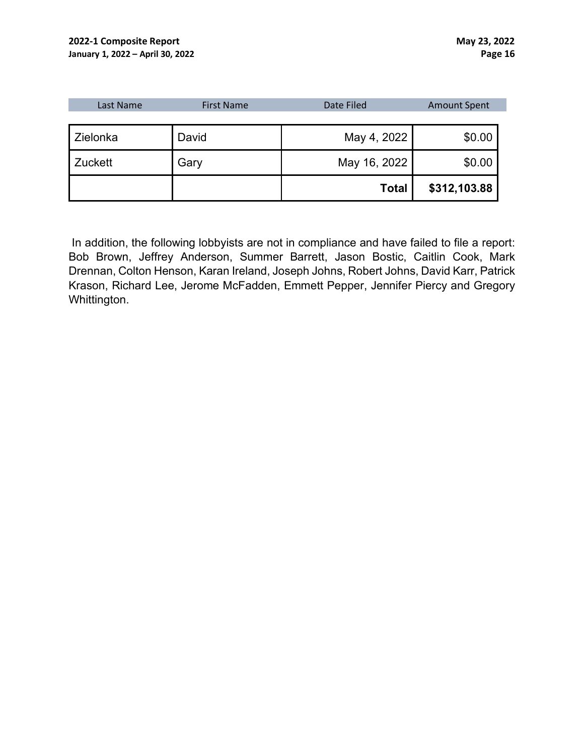| Last Name | First Name | Date Filed | Amount Spent |
|---|---|---|---|
| Zielonka | David | May 4, 2022 | $0.00 |
| Zuckett | Gary | May 16, 2022 | $0.00 |
| | | **Total** | **$312,103.88** |

In addition, the following lobbyists are not in compliance and have failed to file a report: Bob Brown, Jeffrey Anderson, Summer Barrett, Jason Bostic, Caitlin Cook, Mark Drennan, Colton Henson, Karan Ireland, Joseph Johns, Robert Johns, David Karr, Patrick Krason, Richard Lee, Jerome McFadden, Emmett Pepper, Jennifer Piercy and Gregory Whittington.